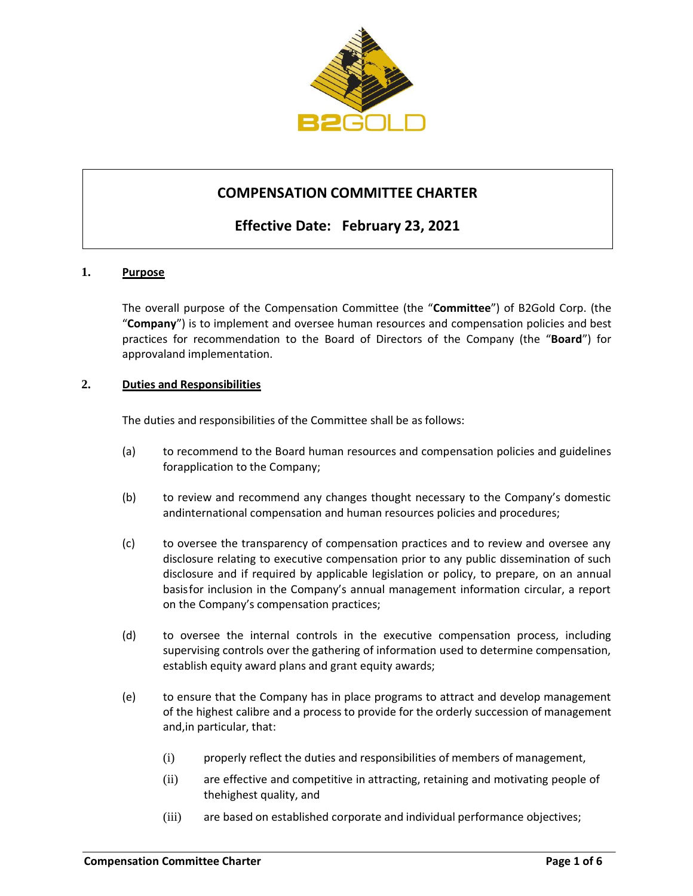# COMPENSATION COMMITTEE CHARTER

## Effective Date: February 23, 2021

**1. Purpose**

The overall purpose of the Compensation Committee (the "**Committee**") of B2Gold Corp. (the "**Company**") is to implement and oversee human resources and compensation policies and best practices for recommendation to the Board of Directors of the Company (the "**Board**") for approvaland implementation.

**2. Duties and Responsibilities**

The duties and responsibilities of the Committee shall be as follows:

(a) to recommend to the Board human resources and compensation policies and guidelines forapplication to the Company;

(b) to review and recommend any changes thought necessary to the Company's domestic andinternational compensation and human resources policies and procedures;

(c) to oversee the transparency of compensation practices and to review and oversee any disclosure relating to executive compensation prior to any public dissemination of such disclosure and if required by applicable legislation or policy, to prepare, on an annual basisfor inclusion in the Company's annual management information circular, a report on the Company's compensation practices;

(d) to oversee the internal controls in the executive compensation process, including supervising controls over the gathering of information used to determine compensation, establish equity award plans and grant equity awards;

(e) to ensure that the Company has in place programs to attract and develop management of the highest calibre and a process to provide for the orderly succession of management and,in particular, that:

(i) properly reflect the duties and responsibilities of members of management,

(ii) are effective and competitive in attracting, retaining and motivating people of thehighest quality, and

(iii) are based on established corporate and individual performance objectives;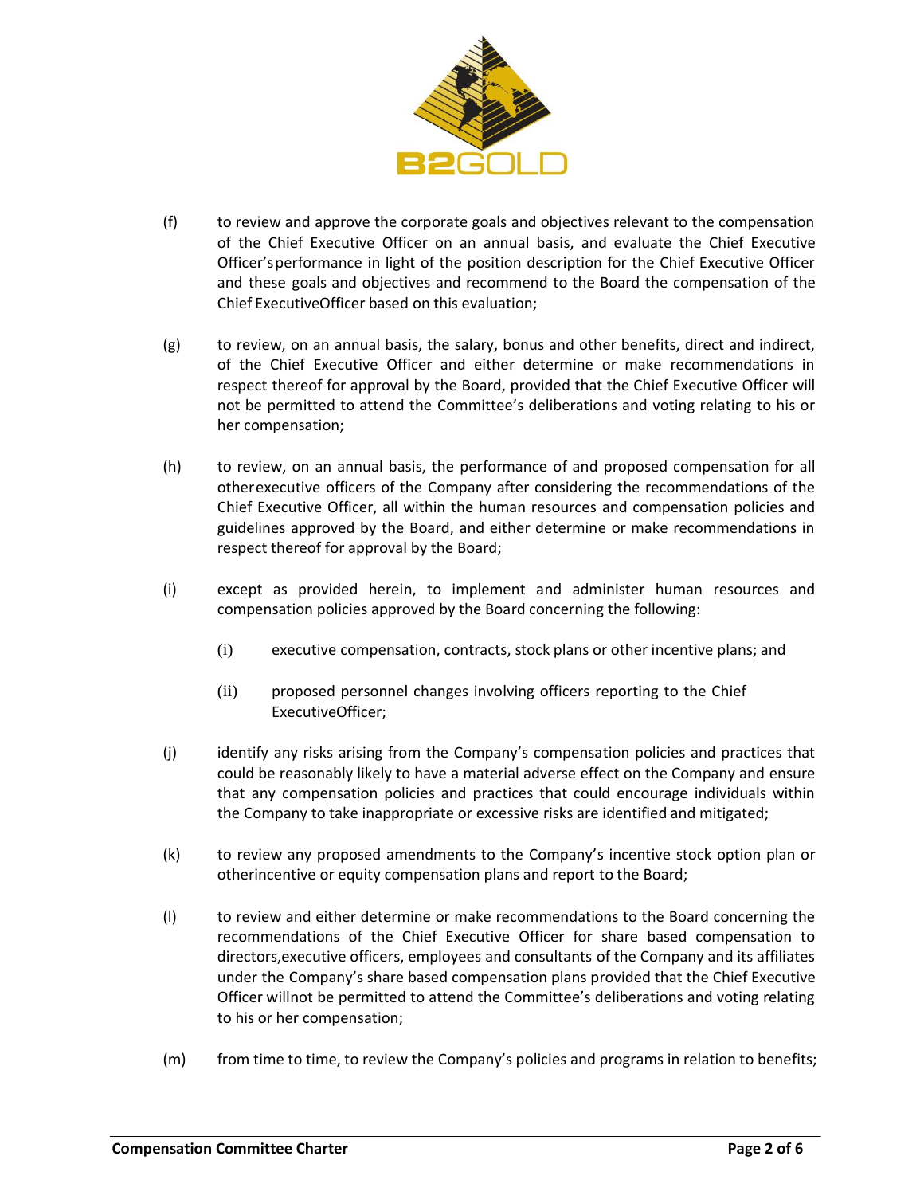(f) to review and approve the corporate goals and objectives relevant to the compensation of the Chief Executive Officer on an annual basis, and evaluate the Chief Executive Officer's performance in light of the position description for the Chief Executive Officer and these goals and objectives and recommend to the Board the compensation of the Chief Executive Officer based on this evaluation;

(g) to review, on an annual basis, the salary, bonus and other benefits, direct and indirect, of the Chief Executive Officer and either determine or make recommendations in respect thereof for approval by the Board, provided that the Chief Executive Officer will not be permitted to attend the Committee's deliberations and voting relating to his or her compensation;

(h) to review, on an annual basis, the performance of and proposed compensation for all other executive officers of the Company after considering the recommendations of the Chief Executive Officer, all within the human resources and compensation policies and guidelines approved by the Board, and either determine or make recommendations in respect thereof for approval by the Board;

(i) except as provided herein, to implement and administer human resources and compensation policies approved by the Board concerning the following:

   (i) executive compensation, contracts, stock plans or other incentive plans; and

   (ii) proposed personnel changes involving officers reporting to the Chief Executive Officer;

(j) identify any risks arising from the Company's compensation policies and practices that could be reasonably likely to have a material adverse effect on the Company and ensure that any compensation policies and practices that could encourage individuals within the Company to take inappropriate or excessive risks are identified and mitigated;

(k) to review any proposed amendments to the Company's incentive stock option plan or other incentive or equity compensation plans and report to the Board;

(l) to review and either determine or make recommendations to the Board concerning the recommendations of the Chief Executive Officer for share based compensation to directors, executive officers, employees and consultants of the Company and its affiliates under the Company's share based compensation plans provided that the Chief Executive Officer will not be permitted to attend the Committee's deliberations and voting relating to his or her compensation;

(m) from time to time, to review the Company's policies and programs in relation to benefits;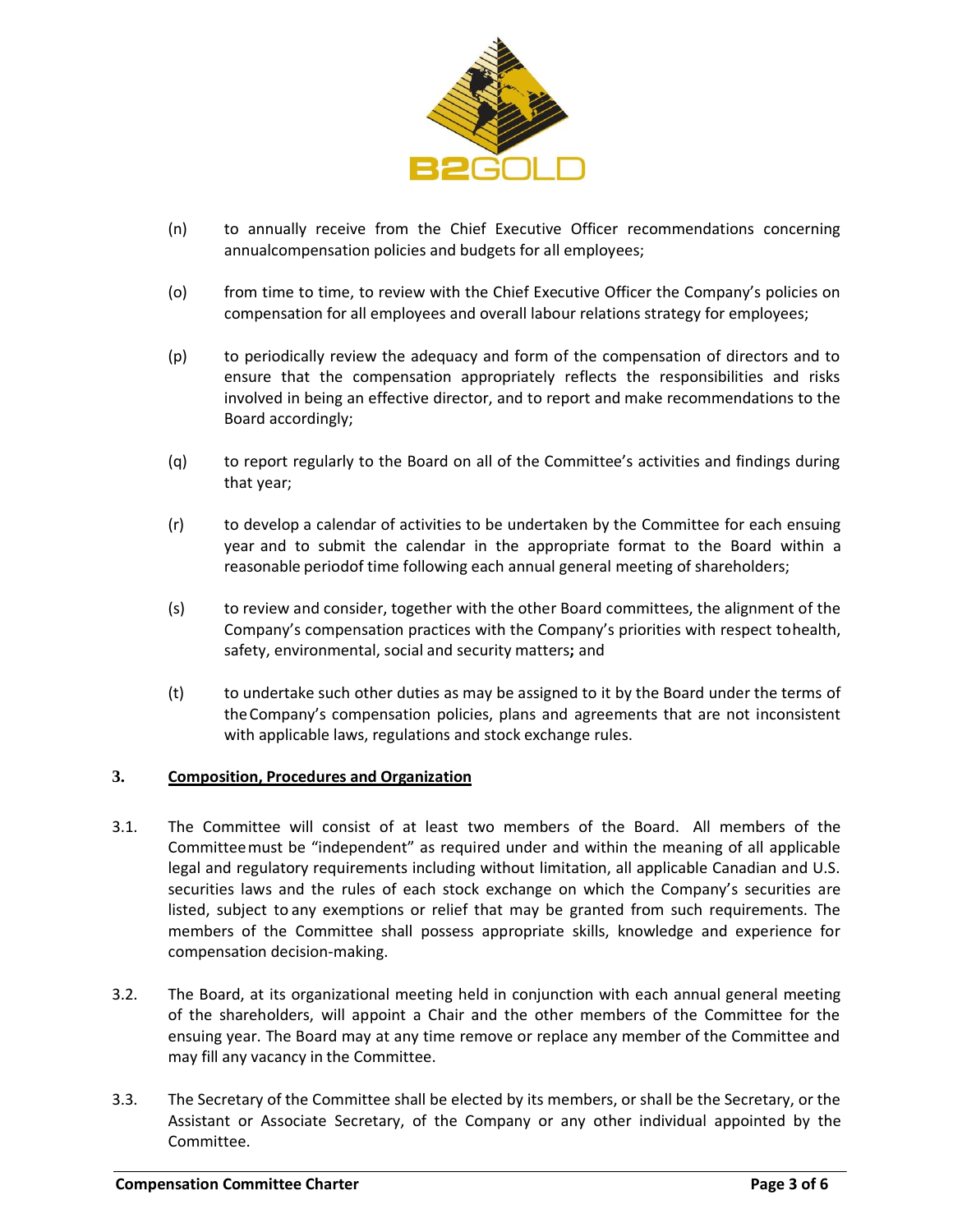(n) to annually receive from the Chief Executive Officer recommendations concerning annualcompensation policies and budgets for all employees;

(o) from time to time, to review with the Chief Executive Officer the Company's policies on compensation for all employees and overall labour relations strategy for employees;

(p) to periodically review the adequacy and form of the compensation of directors and to ensure that the compensation appropriately reflects the responsibilities and risks involved in being an effective director, and to report and make recommendations to the Board accordingly;

(q) to report regularly to the Board on all of the Committee's activities and findings during that year;

(r) to develop a calendar of activities to be undertaken by the Committee for each ensuing year and to submit the calendar in the appropriate format to the Board within a reasonable periodof time following each annual general meeting of shareholders;

(s) to review and consider, together with the other Board committees, the alignment of the Company's compensation practices with the Company's priorities with respect tohealth, safety, environmental, social and security matters**;** and

(t) to undertake such other duties as may be assigned to it by the Board under the terms of theCompany's compensation policies, plans and agreements that are not inconsistent with applicable laws, regulations and stock exchange rules.

## 3. <u>Composition, Procedures and Organization</u>

3.1. The Committee will consist of at least two members of the Board. All members of the Committeemust be "independent" as required under and within the meaning of all applicable legal and regulatory requirements including without limitation, all applicable Canadian and U.S. securities laws and the rules of each stock exchange on which the Company's securities are listed, subject to any exemptions or relief that may be granted from such requirements. The members of the Committee shall possess appropriate skills, knowledge and experience for compensation decision-making.

3.2. The Board, at its organizational meeting held in conjunction with each annual general meeting of the shareholders, will appoint a Chair and the other members of the Committee for the ensuing year. The Board may at any time remove or replace any member of the Committee and may fill any vacancy in the Committee.

3.3. The Secretary of the Committee shall be elected by its members, or shall be the Secretary, or the Assistant or Associate Secretary, of the Company or any other individual appointed by the Committee.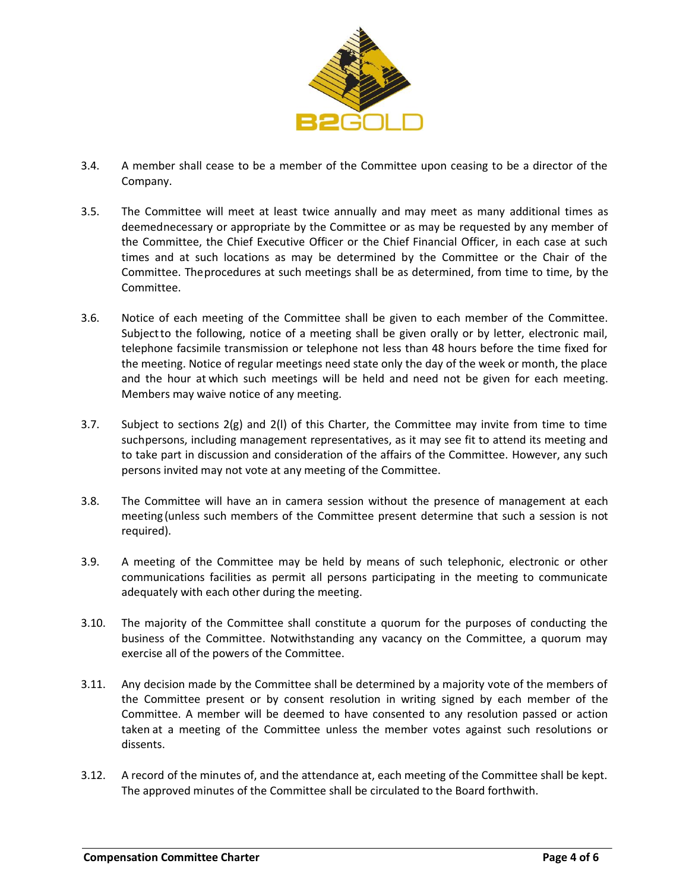3.4. A member shall cease to be a member of the Committee upon ceasing to be a director of the Company.

3.5. The Committee will meet at least twice annually and may meet as many additional times as deemednecessary or appropriate by the Committee or as may be requested by any member of the Committee, the Chief Executive Officer or the Chief Financial Officer, in each case at such times and at such locations as may be determined by the Committee or the Chair of the Committee. Theprocedures at such meetings shall be as determined, from time to time, by the Committee.

3.6. Notice of each meeting of the Committee shall be given to each member of the Committee. Subjectto the following, notice of a meeting shall be given orally or by letter, electronic mail, telephone facsimile transmission or telephone not less than 48 hours before the time fixed for the meeting. Notice of regular meetings need state only the day of the week or month, the place and the hour at which such meetings will be held and need not be given for each meeting. Members may waive notice of any meeting.

3.7. Subject to sections 2(g) and 2(l) of this Charter, the Committee may invite from time to time suchpersons, including management representatives, as it may see fit to attend its meeting and to take part in discussion and consideration of the affairs of the Committee. However, any such persons invited may not vote at any meeting of the Committee.

3.8. The Committee will have an in camera session without the presence of management at each meeting (unless such members of the Committee present determine that such a session is not required).

3.9. A meeting of the Committee may be held by means of such telephonic, electronic or other communications facilities as permit all persons participating in the meeting to communicate adequately with each other during the meeting.

3.10. The majority of the Committee shall constitute a quorum for the purposes of conducting the business of the Committee. Notwithstanding any vacancy on the Committee, a quorum may exercise all of the powers of the Committee.

3.11. Any decision made by the Committee shall be determined by a majority vote of the members of the Committee present or by consent resolution in writing signed by each member of the Committee. A member will be deemed to have consented to any resolution passed or action taken at a meeting of the Committee unless the member votes against such resolutions or dissents.

3.12. A record of the minutes of, and the attendance at, each meeting of the Committee shall be kept. The approved minutes of the Committee shall be circulated to the Board forthwith.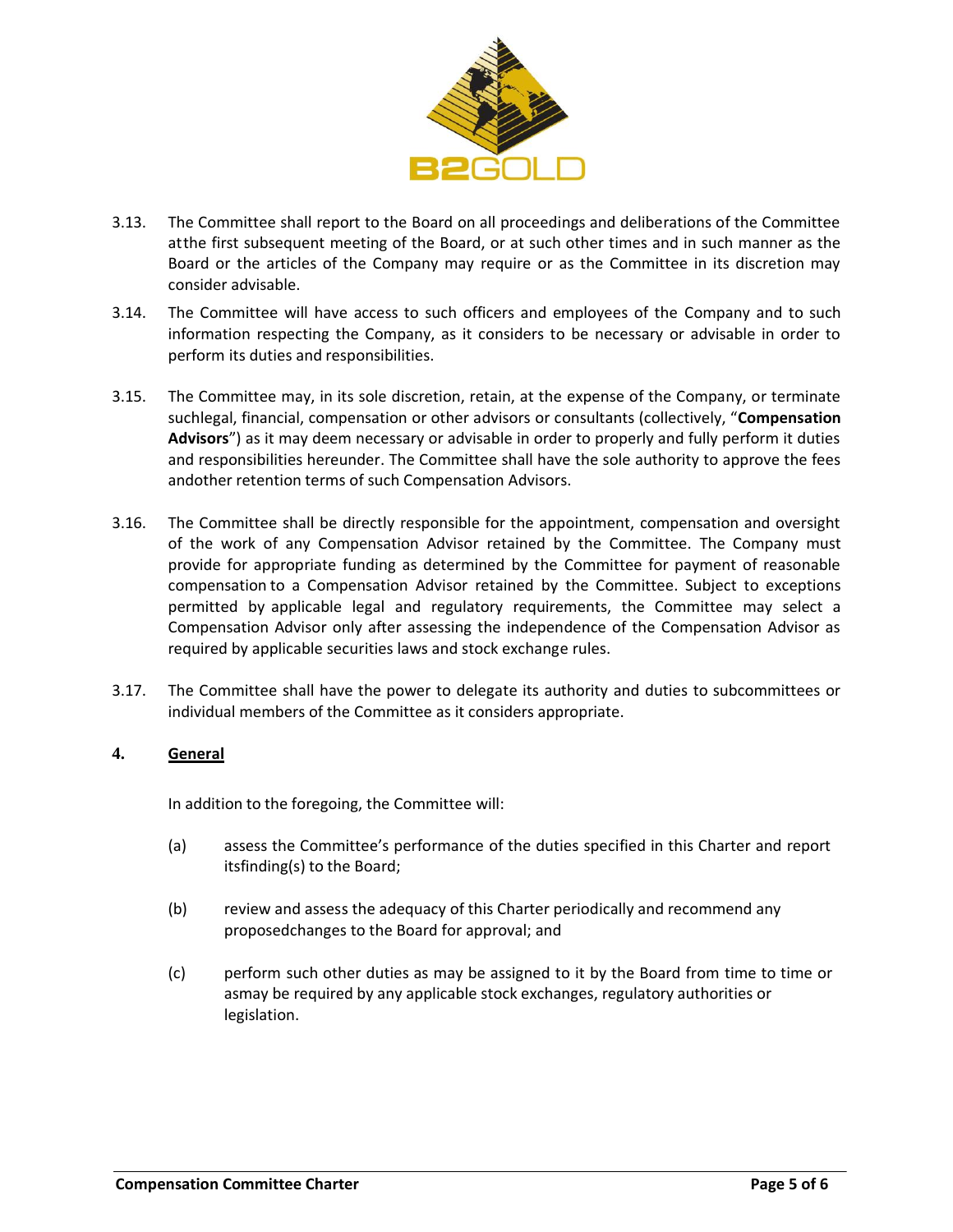3.13. The Committee shall report to the Board on all proceedings and deliberations of the Committee atthe first subsequent meeting of the Board, or at such other times and in such manner as the Board or the articles of the Company may require or as the Committee in its discretion may consider advisable.

3.14. The Committee will have access to such officers and employees of the Company and to such information respecting the Company, as it considers to be necessary or advisable in order to perform its duties and responsibilities.

3.15. The Committee may, in its sole discretion, retain, at the expense of the Company, or terminate suchlegal, financial, compensation or other advisors or consultants (collectively, "**Compensation Advisors**") as it may deem necessary or advisable in order to properly and fully perform it duties and responsibilities hereunder. The Committee shall have the sole authority to approve the fees andother retention terms of such Compensation Advisors.

3.16. The Committee shall be directly responsible for the appointment, compensation and oversight of the work of any Compensation Advisor retained by the Committee. The Company must provide for appropriate funding as determined by the Committee for payment of reasonable compensation to a Compensation Advisor retained by the Committee. Subject to exceptions permitted by applicable legal and regulatory requirements, the Committee may select a Compensation Advisor only after assessing the independence of the Compensation Advisor as required by applicable securities laws and stock exchange rules.

3.17. The Committee shall have the power to delegate its authority and duties to subcommittees or individual members of the Committee as it considers appropriate.

## 4. General

In addition to the foregoing, the Committee will:

(a) assess the Committee's performance of the duties specified in this Charter and report itsfinding(s) to the Board;

(b) review and assess the adequacy of this Charter periodically and recommend any proposedchanges to the Board for approval; and

(c) perform such other duties as may be assigned to it by the Board from time to time or asmay be required by any applicable stock exchanges, regulatory authorities or legislation.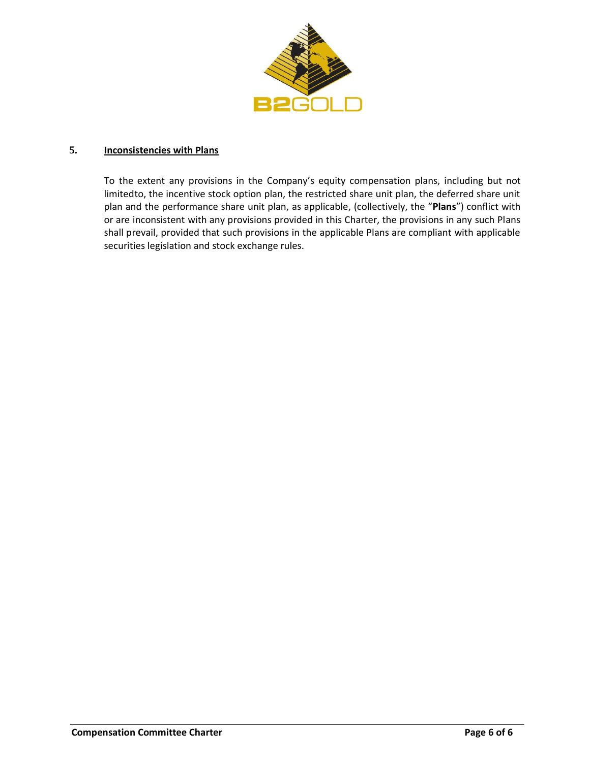## 5. Inconsistencies with Plans

To the extent any provisions in the Company's equity compensation plans, including but not limitedto, the incentive stock option plan, the restricted share unit plan, the deferred share unit plan and the performance share unit plan, as applicable, (collectively, the "**Plans**") conflict with or are inconsistent with any provisions provided in this Charter, the provisions in any such Plans shall prevail, provided that such provisions in the applicable Plans are compliant with applicable securities legislation and stock exchange rules.